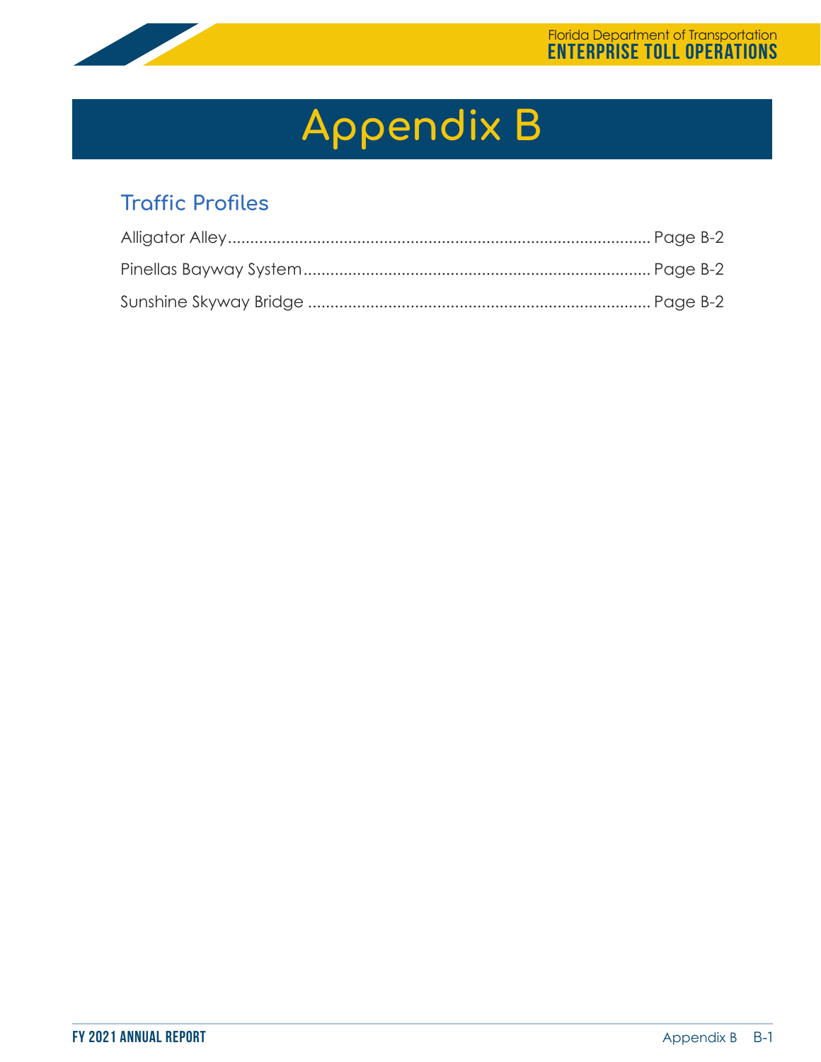# Appendix B

## Traffic Profiles

Alligator Alley............................................................................................ Page B-2

Pinellas Bayway System.......................................................................... Page B-2

Sunshine Skyway Bridge .......................................................................... Page B-2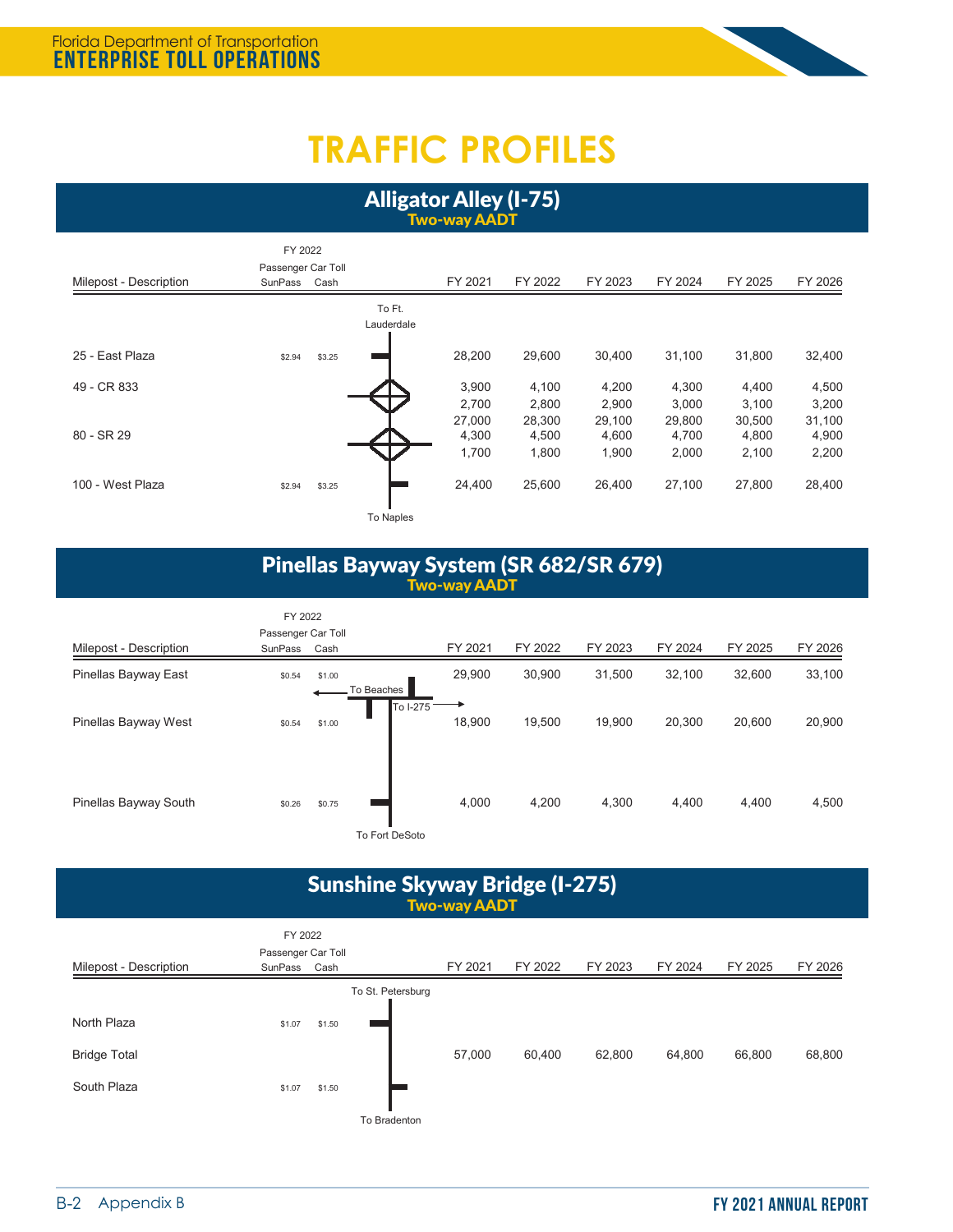# TRAFFIC PROFILES

## Alligator Alley (I-75)

**Two-way AADT**

To Ft. Lauderdale

| Milepost - Description | FY 2022 Passenger Car Toll SunPass | Cash | FY 2021 | FY 2022 | FY 2023 | FY 2024 | FY 2025 | FY 2026 |
|---|---|---|---|---|---|---|---|---|
| 25 - East Plaza | $2.94 | $3.25 | 28,200 | 29,600 | 30,400 | 31,100 | 31,800 | 32,400 |
| 49 - CR 833 | | | 3,900 | 4,100 | 4,200 | 4,300 | 4,400 | 4,500 |
| | | | 2,700 | 2,800 | 2,900 | 3,000 | 3,100 | 3,200 |
| | | | 27,000 | 28,300 | 29,100 | 29,800 | 30,500 | 31,100 |
| 80 - SR 29 | | | 4,300 | 4,500 | 4,600 | 4,700 | 4,800 | 4,900 |
| | | | 1,700 | 1,800 | 1,900 | 2,000 | 2,100 | 2,200 |
| 100 - West Plaza | $2.94 | $3.25 | 24,400 | 25,600 | 26,400 | 27,100 | 27,800 | 28,400 |

To Naples

## Pinellas Bayway System (SR 682/SR 679)

**Two-way AADT**

| Milepost - Description | FY 2022 Passenger Car Toll SunPass | Cash | FY 2021 | FY 2022 | FY 2023 | FY 2024 | FY 2025 | FY 2026 |
|---|---|---|---|---|---|---|---|---|
| Pinellas Bayway East | $0.54 | $1.00 | 29,900 | 30,900 | 31,500 | 32,100 | 32,600 | 33,100 |
| Pinellas Bayway West | $0.54 | $1.00 | 18,900 | 19,500 | 19,900 | 20,300 | 20,600 | 20,900 |
| Pinellas Bayway South | $0.26 | $0.75 | 4,000 | 4,200 | 4,300 | 4,400 | 4,400 | 4,500 |

To Beaches; To I-275; To Fort DeSoto

## Sunshine Skyway Bridge (I-275)

**Two-way AADT**

To St. Petersburg

| Milepost - Description | FY 2022 Passenger Car Toll SunPass | Cash | FY 2021 | FY 2022 | FY 2023 | FY 2024 | FY 2025 | FY 2026 |
|---|---|---|---|---|---|---|---|---|
| North Plaza | $1.07 | $1.50 | | | | | | |
| Bridge Total | | | 57,000 | 60,400 | 62,800 | 64,800 | 66,800 | 68,800 |
| South Plaza | $1.07 | $1.50 | | | | | | |

To Bradenton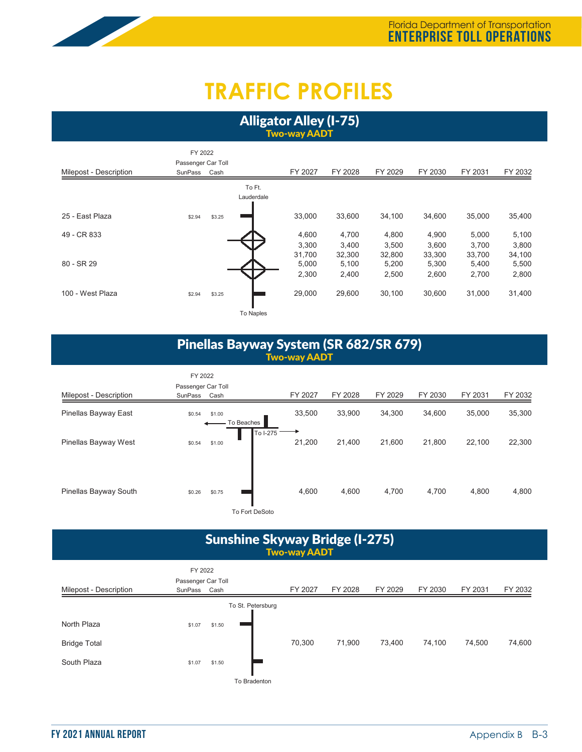# TRAFFIC PROFILES

## Alligator Alley (I-75)

**Two-way AADT**

| Milepost - Description | FY 2022 Passenger Car Toll SunPass | Cash | | FY 2027 | FY 2028 | FY 2029 | FY 2030 | FY 2031 | FY 2032 |
|---|---|---|---|---|---|---|---|---|---|
| | | | To Ft. Lauderdale | | | | | | |
| 25 - East Plaza | $2.94 | $3.25 | | 33,000 | 33,600 | 34,100 | 34,600 | 35,000 | 35,400 |
| 49 - CR 833 | | | | 4,600 | 4,700 | 4,800 | 4,900 | 5,000 | 5,100 |
| | | | | 3,300 | 3,400 | 3,500 | 3,600 | 3,700 | 3,800 |
| | | | | 31,700 | 32,300 | 32,800 | 33,300 | 33,700 | 34,100 |
| 80 - SR 29 | | | | 5,000 | 5,100 | 5,200 | 5,300 | 5,400 | 5,500 |
| | | | | 2,300 | 2,400 | 2,500 | 2,600 | 2,700 | 2,800 |
| 100 - West Plaza | $2.94 | $3.25 | | 29,000 | 29,600 | 30,100 | 30,600 | 31,000 | 31,400 |
| | | | To Naples | | | | | | |

## Pinellas Bayway System (SR 682/SR 679)

**Two-way AADT**

| Milepost - Description | FY 2022 Passenger Car Toll SunPass | Cash | | FY 2027 | FY 2028 | FY 2029 | FY 2030 | FY 2031 | FY 2032 |
|---|---|---|---|---|---|---|---|---|---|
| Pinellas Bayway East | $0.54 | $1.00 | To Beaches / To I-275 | 33,500 | 33,900 | 34,300 | 34,600 | 35,000 | 35,300 |
| Pinellas Bayway West | $0.54 | $1.00 | | 21,200 | 21,400 | 21,600 | 21,800 | 22,100 | 22,300 |
| Pinellas Bayway South | $0.26 | $0.75 | | 4,600 | 4,600 | 4,700 | 4,700 | 4,800 | 4,800 |
| | | | To Fort DeSoto | | | | | | |

## Sunshine Skyway Bridge (I-275)

**Two-way AADT**

| Milepost - Description | FY 2022 Passenger Car Toll SunPass | Cash | | FY 2027 | FY 2028 | FY 2029 | FY 2030 | FY 2031 | FY 2032 |
|---|---|---|---|---|---|---|---|---|---|
| | | | To St. Petersburg | | | | | | |
| North Plaza | $1.07 | $1.50 | | | | | | | |
| Bridge Total | | | | 70,300 | 71,900 | 73,400 | 74,100 | 74,500 | 74,600 |
| South Plaza | $1.07 | $1.50 | | | | | | | |
| | | | To Bradenton | | | | | | |